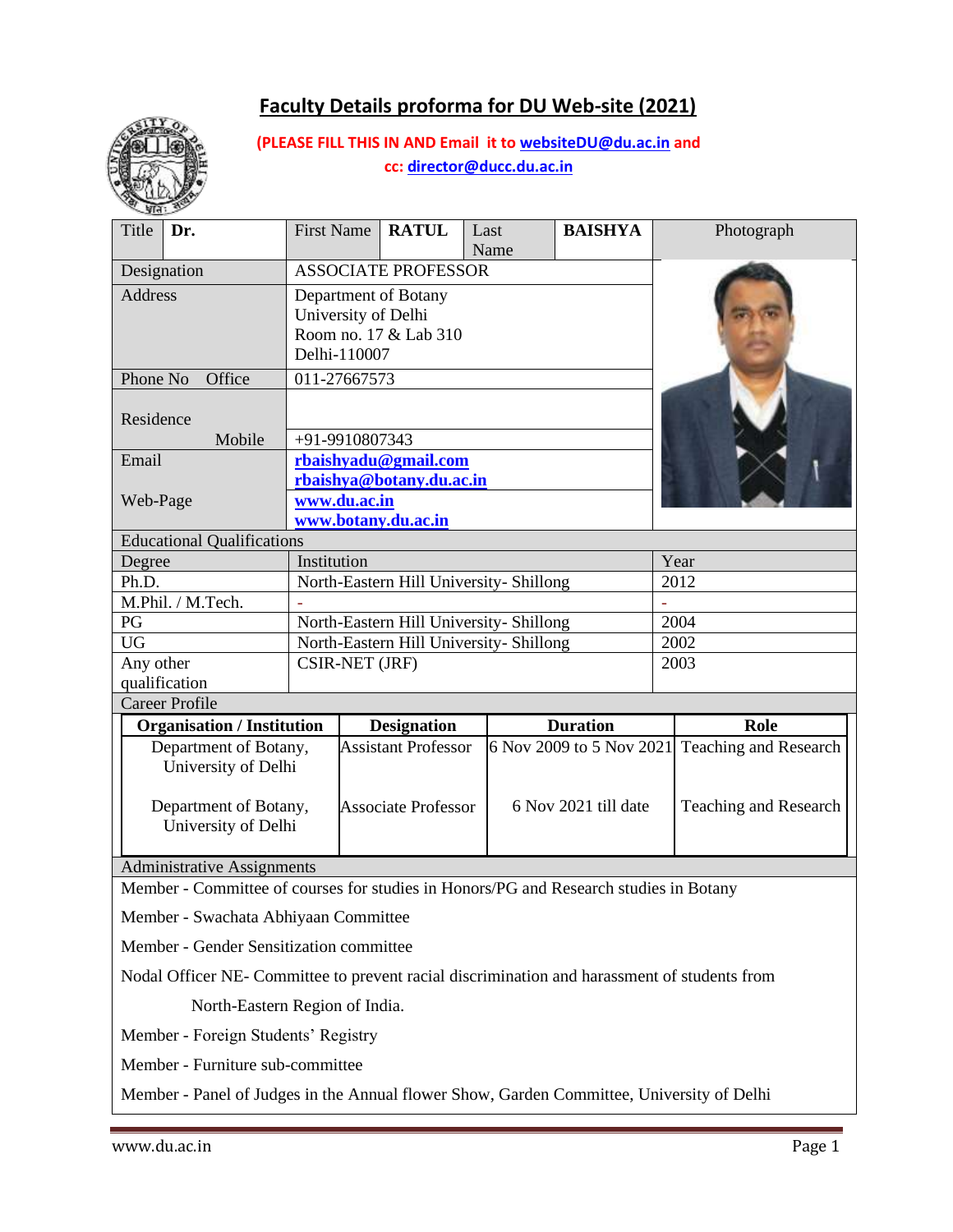# Faculty Details proforma for DU Web-site (2021)

**(PLEASE FILL THIS IN AND Email it to websiteDU@du.ac.in and cc: director@ducc.du.ac.in**

| Title | Dr. | First Name | RATUL | Last Name | BAISHYA | Photograph |
|---|---|---|---|---|---|---|
| Designation | | ASSOCIATE PROFESSOR | | | | |
| Address | | Department of Botany<br>University of Delhi<br>Room no. 17 & Lab 310<br>Delhi-110007 | | | | |
| Phone No Office | | 011-27667573 | | | | |
| Residence | | | | | | |
| Mobile | | +91-9910807343 | | | | |
| Email | | **rbaishyadu@gmail.com**<br>**rbaishya@botany.du.ac.in** | | | | |
| Web-Page | | **www.du.ac.in**<br>**www.botany.du.ac.in** | | | | |

**Educational Qualifications**

| Degree | Institution | Year |
|---|---|---|
| Ph.D. | North-Eastern Hill University- Shillong | 2012 |
| M.Phil. / M.Tech. | - | - |
| PG | North-Eastern Hill University- Shillong | 2004 |
| UG | North-Eastern Hill University- Shillong | 2002 |
| Any other qualification | CSIR-NET (JRF) | 2003 |

**Career Profile**

| Organisation / Institution | Designation | Duration | Role |
|---|---|---|---|
| Department of Botany, University of Delhi | Assistant Professor | 6 Nov 2009 to 5 Nov 2021 | Teaching and Research |
| Department of Botany, University of Delhi | Associate Professor | 6 Nov 2021 till date | Teaching and Research |

**Administrative Assignments**

Member - Committee of courses for studies in Honors/PG and Research studies in Botany

Member - Swachata Abhiyaan Committee

Member - Gender Sensitization committee

Nodal Officer NE- Committee to prevent racial discrimination and harassment of students from North-Eastern Region of India.

Member - Foreign Students' Registry

Member - Furniture sub-committee

Member - Panel of Judges in the Annual flower Show, Garden Committee, University of Delhi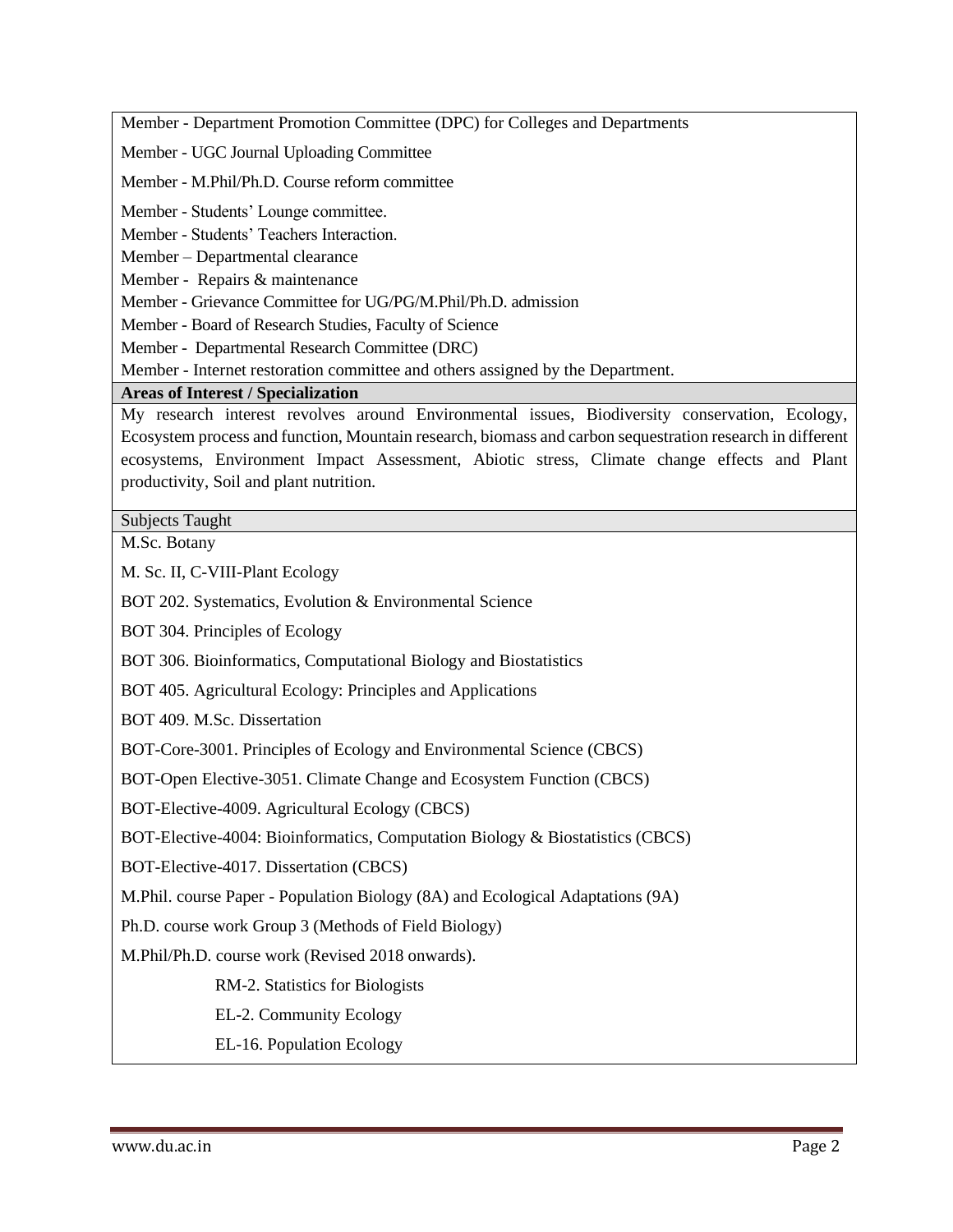Member - Department Promotion Committee (DPC) for Colleges and Departments

Member - UGC Journal Uploading Committee

Member - M.Phil/Ph.D. Course reform committee

Member - Students' Lounge committee.
Member - Students' Teachers Interaction.
Member – Departmental clearance
Member - Repairs & maintenance
Member - Grievance Committee for UG/PG/M.Phil/Ph.D. admission
Member - Board of Research Studies, Faculty of Science
Member - Departmental Research Committee (DRC)
Member - Internet restoration committee and others assigned by the Department.

**Areas of Interest / Specialization**

My research interest revolves around Environmental issues, Biodiversity conservation, Ecology, Ecosystem process and function, Mountain research, biomass and carbon sequestration research in different ecosystems, Environment Impact Assessment, Abiotic stress, Climate change effects and Plant productivity, Soil and plant nutrition.

Subjects Taught

M.Sc. Botany

M. Sc. II, C-VIII-Plant Ecology

BOT 202. Systematics, Evolution & Environmental Science

BOT 304. Principles of Ecology

BOT 306. Bioinformatics, Computational Biology and Biostatistics

BOT 405. Agricultural Ecology: Principles and Applications

BOT 409. M.Sc. Dissertation

BOT-Core-3001. Principles of Ecology and Environmental Science (CBCS)

BOT-Open Elective-3051. Climate Change and Ecosystem Function (CBCS)

BOT-Elective-4009. Agricultural Ecology (CBCS)

BOT-Elective-4004: Bioinformatics, Computation Biology & Biostatistics (CBCS)

BOT-Elective-4017. Dissertation (CBCS)

M.Phil. course Paper - Population Biology (8A) and Ecological Adaptations (9A)

Ph.D. course work Group 3 (Methods of Field Biology)

M.Phil/Ph.D. course work (Revised 2018 onwards).

- RM-2. Statistics for Biologists
- EL-2. Community Ecology
- EL-16. Population Ecology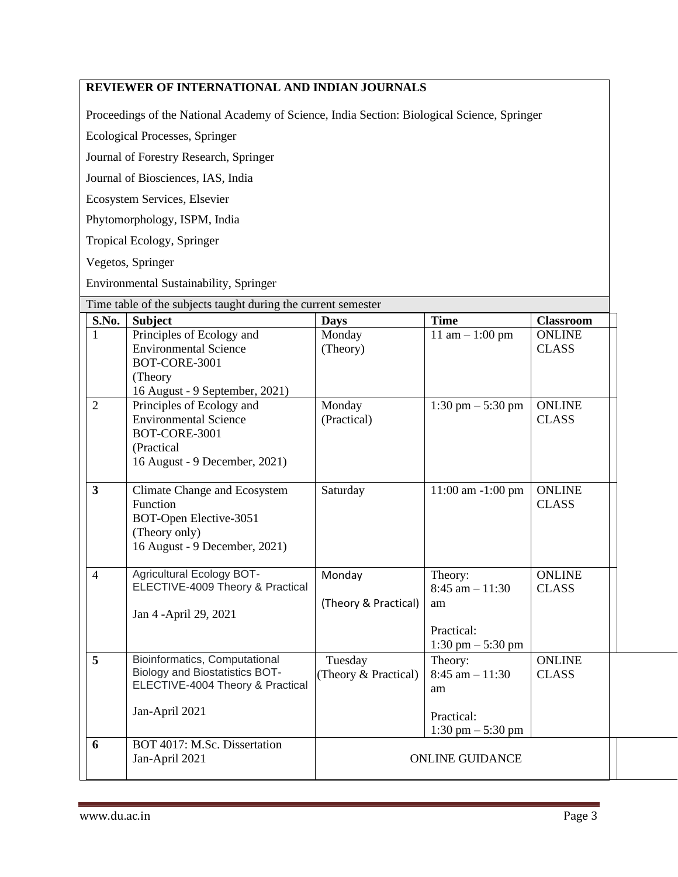**REVIEWER OF INTERNATIONAL AND INDIAN JOURNALS**

Proceedings of the National Academy of Science, India Section: Biological Science, Springer

Ecological Processes, Springer

Journal of Forestry Research, Springer

Journal of Biosciences, IAS, India

Ecosystem Services, Elsevier

Phytomorphology, ISPM, India

Tropical Ecology, Springer

Vegetos, Springer

Environmental Sustainability, Springer

Time table of the subjects taught during the current semester

| S.No. | Subject | Days | Time | Classroom |
|---|---|---|---|---|
| 1 | Principles of Ecology and Environmental Science BOT-CORE-3001 (Theory 16 August - 9 September, 2021) | Monday (Theory) | 11 am – 1:00 pm | ONLINE CLASS |
| 2 | Principles of Ecology and Environmental Science BOT-CORE-3001 (Practical 16 August - 9 December, 2021) | Monday (Practical) | 1:30 pm – 5:30 pm | ONLINE CLASS |
| **3** | Climate Change and Ecosystem Function BOT-Open Elective-3051 (Theory only) 16 August - 9 December, 2021) | Saturday | 11:00 am -1:00 pm | ONLINE CLASS |
| 4 | Agricultural Ecology BOT-ELECTIVE-4009 Theory & Practical<br><br>Jan 4 -April 29, 2021 | Monday<br><br>(Theory & Practical) | Theory: 8:45 am – 11:30 am<br><br>Practical: 1:30 pm – 5:30 pm | ONLINE CLASS |
| **5** | Bioinformatics, Computational Biology and Biostatistics BOT-ELECTIVE-4004 Theory & Practical<br><br>Jan-April 2021 | Tuesday (Theory & Practical) | Theory: 8:45 am – 11:30 am<br><br>Practical: 1:30 pm – 5:30 pm | ONLINE CLASS |
| **6** | BOT 4017: M.Sc. Dissertation Jan-April 2021 | ONLINE GUIDANCE | | |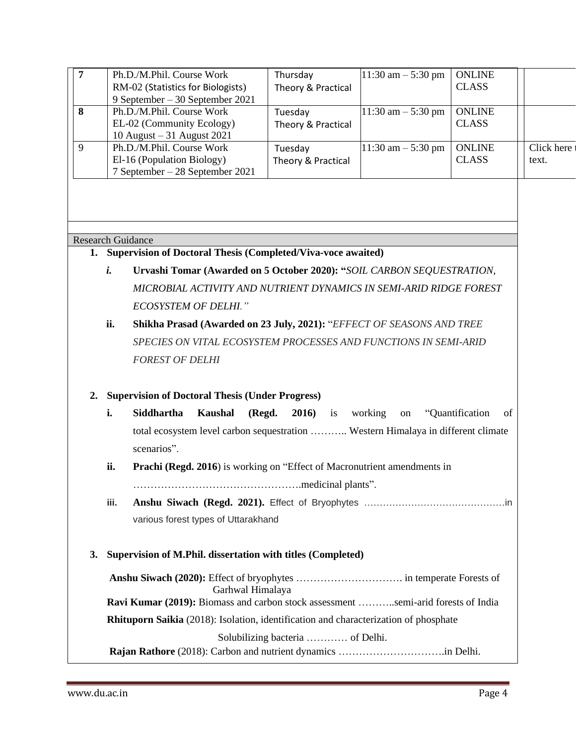| 7 | Ph.D./M.Phil. Course Work RM-02 (Statistics for Biologists) 9 September – 30 September 2021 | Thursday Theory & Practical | 11:30 am – 5:30 pm | ONLINE CLASS | |
|---|---|---|---|---|---|
| 8 | Ph.D./M.Phil. Course Work EL-02 (Community Ecology) 10 August – 31 August 2021 | Tuesday Theory & Practical | 11:30 am – 5:30 pm | ONLINE CLASS | |
| 9 | Ph.D./M.Phil. Course Work El-16 (Population Biology) 7 September – 28 September 2021 | Tuesday Theory & Practical | 11:30 am – 5:30 pm | ONLINE CLASS | Click here t text. |

Research Guidance

1. **Supervision of Doctoral Thesis (Completed/Viva-voce awaited)**

   *i.* **Urvashi Tomar (Awarded on 5 October 2020): "***SOIL CARBON SEQUESTRATION, MICROBIAL ACTIVITY AND NUTRIENT DYNAMICS IN SEMI-ARID RIDGE FOREST ECOSYSTEM OF DELHI."*

   **ii.** **Shikha Prasad (Awarded on 23 July, 2021):** "*EFFECT OF SEASONS AND TREE SPECIES ON VITAL ECOSYSTEM PROCESSES AND FUNCTIONS IN SEMI-ARID FOREST OF DELHI*

2. **Supervision of Doctoral Thesis (Under Progress)**

   **i.** **Siddhartha Kaushal (Regd. 2016)** is working on "Quantification of total ecosystem level carbon sequestration ……….. Western Himalaya in different climate scenarios".

   **ii.** **Prachi (Regd. 2016**) is working on "Effect of Macronutrient amendments in ………………………………………….medicinal plants".

   **iii.** **Anshu Siwach (Regd. 2021).** Effect of Bryophytes ……………………………………in various forest types of Uttarakhand

3. **Supervision of M.Phil. dissertation with titles (Completed)**

   **Anshu Siwach (2020):** Effect of bryophytes …………………………. in temperate Forests of Garhwal Himalaya

   **Ravi Kumar (2019):** Biomass and carbon stock assessment ………..semi-arid forests of India

   **Rhituporn Saikia** (2018): Isolation, identification and characterization of phosphate Solubilizing bacteria ………… of Delhi.

   **Rajan Rathore** (2018): Carbon and nutrient dynamics ………………………….in Delhi.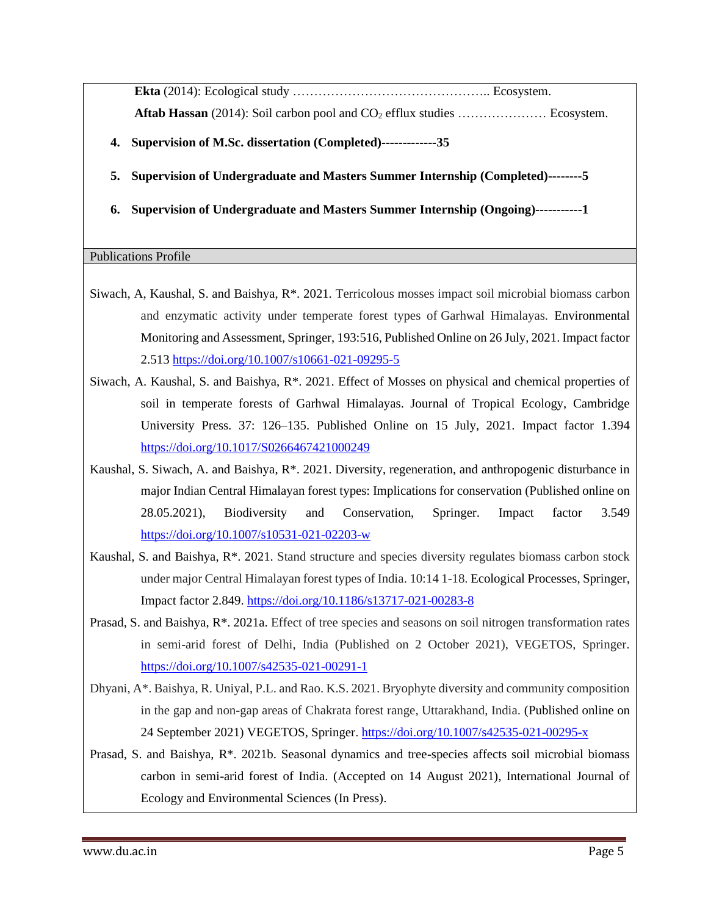**Ekta** (2014): Ecological study ……………………………………….. Ecosystem.

**Aftab Hassan** (2014): Soil carbon pool and $CO_2$ efflux studies ………………… Ecosystem.

4. **Supervision of M.Sc. dissertation (Completed)-------------35**

5. **Supervision of Undergraduate and Masters Summer Internship (Completed)--------5**

6. **Supervision of Undergraduate and Masters Summer Internship (Ongoing)-----------1**

## Publications Profile

Siwach, A, Kaushal, S. and Baishya, R*. 2021. Terricolous mosses impact soil microbial biomass carbon and enzymatic activity under temperate forest types of Garhwal Himalayas. Environmental Monitoring and Assessment, Springer, 193:516, Published Online on 26 July, 2021. Impact factor 2.513 https://doi.org/10.1007/s10661-021-09295-5

Siwach, A. Kaushal, S. and Baishya, R*. 2021. Effect of Mosses on physical and chemical properties of soil in temperate forests of Garhwal Himalayas. Journal of Tropical Ecology, Cambridge University Press. 37: 126–135. Published Online on 15 July, 2021. Impact factor 1.394 https://doi.org/10.1017/S0266467421000249

Kaushal, S. Siwach, A. and Baishya, R*. 2021. Diversity, regeneration, and anthropogenic disturbance in major Indian Central Himalayan forest types: Implications for conservation (Published online on 28.05.2021), Biodiversity and Conservation, Springer. Impact factor 3.549 https://doi.org/10.1007/s10531-021-02203-w

Kaushal, S. and Baishya, R*. 2021. Stand structure and species diversity regulates biomass carbon stock under major Central Himalayan forest types of India. 10:14 1-18. Ecological Processes, Springer, Impact factor 2.849. https://doi.org/10.1186/s13717-021-00283-8

Prasad, S. and Baishya, R*. 2021a. Effect of tree species and seasons on soil nitrogen transformation rates in semi-arid forest of Delhi, India (Published on 2 October 2021), VEGETOS, Springer. https://doi.org/10.1007/s42535-021-00291-1

Dhyani, A*. Baishya, R. Uniyal, P.L. and Rao. K.S. 2021. Bryophyte diversity and community composition in the gap and non-gap areas of Chakrata forest range, Uttarakhand, India. (Published online on 24 September 2021) VEGETOS, Springer. https://doi.org/10.1007/s42535-021-00295-x

Prasad, S. and Baishya, R*. 2021b. Seasonal dynamics and tree-species affects soil microbial biomass carbon in semi-arid forest of India. (Accepted on 14 August 2021), International Journal of Ecology and Environmental Sciences (In Press).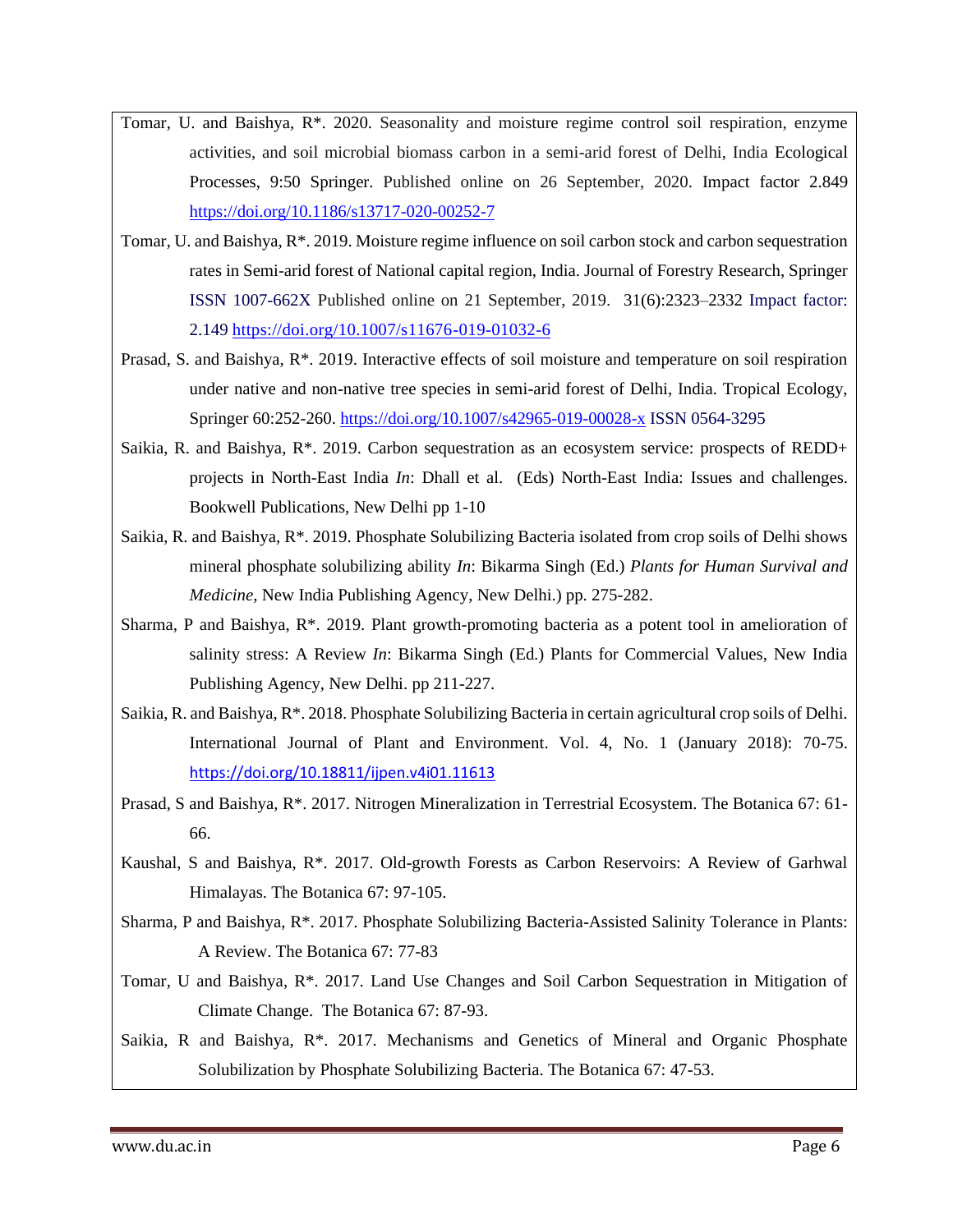Tomar, U. and Baishya, R*. 2020. Seasonality and moisture regime control soil respiration, enzyme activities, and soil microbial biomass carbon in a semi-arid forest of Delhi, India Ecological Processes, 9:50 Springer. Published online on 26 September, 2020. Impact factor 2.849 https://doi.org/10.1186/s13717-020-00252-7

Tomar, U. and Baishya, R*. 2019. Moisture regime influence on soil carbon stock and carbon sequestration rates in Semi-arid forest of National capital region, India. Journal of Forestry Research, Springer ISSN 1007-662X Published online on 21 September, 2019. 31(6):2323–2332 Impact factor: 2.149 https://doi.org/10.1007/s11676-019-01032-6

Prasad, S. and Baishya, R*. 2019. Interactive effects of soil moisture and temperature on soil respiration under native and non-native tree species in semi-arid forest of Delhi, India. Tropical Ecology, Springer 60:252-260. https://doi.org/10.1007/s42965-019-00028-x ISSN 0564-3295

Saikia, R. and Baishya, R*. 2019. Carbon sequestration as an ecosystem service: prospects of REDD+ projects in North-East India *In*: Dhall et al. (Eds) North-East India: Issues and challenges. Bookwell Publications, New Delhi pp 1-10

Saikia, R. and Baishya, R*. 2019. Phosphate Solubilizing Bacteria isolated from crop soils of Delhi shows mineral phosphate solubilizing ability *In*: Bikarma Singh (Ed.) *Plants for Human Survival and Medicine*, New India Publishing Agency, New Delhi.) pp. 275-282.

Sharma, P and Baishya, R*. 2019. Plant growth-promoting bacteria as a potent tool in amelioration of salinity stress: A Review *In*: Bikarma Singh (Ed.) Plants for Commercial Values, New India Publishing Agency, New Delhi. pp 211-227.

Saikia, R. and Baishya, R*. 2018. Phosphate Solubilizing Bacteria in certain agricultural crop soils of Delhi. International Journal of Plant and Environment. Vol. 4, No. 1 (January 2018): 70-75. https://doi.org/10.18811/ijpen.v4i01.11613

Prasad, S and Baishya, R*. 2017. Nitrogen Mineralization in Terrestrial Ecosystem. The Botanica 67: 61-66.

Kaushal, S and Baishya, R*. 2017. Old-growth Forests as Carbon Reservoirs: A Review of Garhwal Himalayas. The Botanica 67: 97-105.

Sharma, P and Baishya, R*. 2017. Phosphate Solubilizing Bacteria-Assisted Salinity Tolerance in Plants: A Review. The Botanica 67: 77-83

Tomar, U and Baishya, R*. 2017. Land Use Changes and Soil Carbon Sequestration in Mitigation of Climate Change. The Botanica 67: 87-93.

Saikia, R and Baishya, R*. 2017. Mechanisms and Genetics of Mineral and Organic Phosphate Solubilization by Phosphate Solubilizing Bacteria. The Botanica 67: 47-53.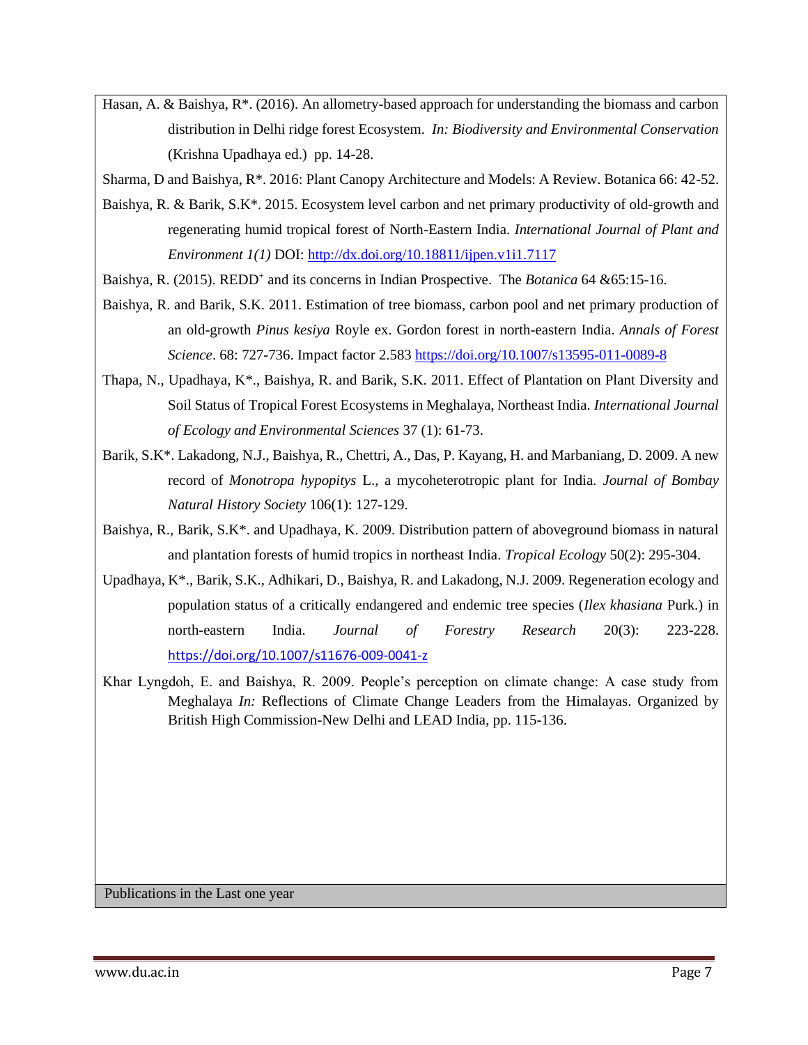Hasan, A. & Baishya, R*. (2016). An allometry-based approach for understanding the biomass and carbon distribution in Delhi ridge forest Ecosystem. *In: Biodiversity and Environmental Conservation* (Krishna Upadhaya ed.) pp. 14-28.

Sharma, D and Baishya, R*. 2016: Plant Canopy Architecture and Models: A Review. Botanica 66: 42-52.

Baishya, R. & Barik, S.K*. 2015. Ecosystem level carbon and net primary productivity of old-growth and regenerating humid tropical forest of North-Eastern India. *International Journal of Plant and Environment 1(1)* DOI: http://dx.doi.org/10.18811/ijpen.v1i1.7117

Baishya, R. (2015). REDD+ and its concerns in Indian Prospective. The *Botanica* 64 &65:15-16.

Baishya, R. and Barik, S.K. 2011. Estimation of tree biomass, carbon pool and net primary production of an old-growth *Pinus kesiya* Royle ex. Gordon forest in north-eastern India. *Annals of Forest Science*. 68: 727-736. Impact factor 2.583 https://doi.org/10.1007/s13595-011-0089-8

Thapa, N., Upadhaya, K*., Baishya, R. and Barik, S.K. 2011. Effect of Plantation on Plant Diversity and Soil Status of Tropical Forest Ecosystems in Meghalaya, Northeast India. *International Journal of Ecology and Environmental Sciences* 37 (1): 61-73.

Barik, S.K*. Lakadong, N.J., Baishya, R., Chettri, A., Das, P. Kayang, H. and Marbaniang, D. 2009. A new record of *Monotropa hypopitys* L., a mycoheterotropic plant for India. *Journal of Bombay Natural History Society* 106(1): 127-129.

Baishya, R., Barik, S.K*. and Upadhaya, K. 2009. Distribution pattern of aboveground biomass in natural and plantation forests of humid tropics in northeast India. *Tropical Ecology* 50(2): 295-304.

Upadhaya, K*., Barik, S.K., Adhikari, D., Baishya, R. and Lakadong, N.J. 2009. Regeneration ecology and population status of a critically endangered and endemic tree species (*Ilex khasiana* Purk.) in north-eastern India. *Journal of Forestry Research* 20(3): 223-228. https://doi.org/10.1007/s11676-009-0041-z

Khar Lyngdoh, E. and Baishya, R. 2009. People's perception on climate change: A case study from Meghalaya *In:* Reflections of Climate Change Leaders from the Himalayas. Organized by British High Commission-New Delhi and LEAD India, pp. 115-136.

| Publications in the Last one year |
|---|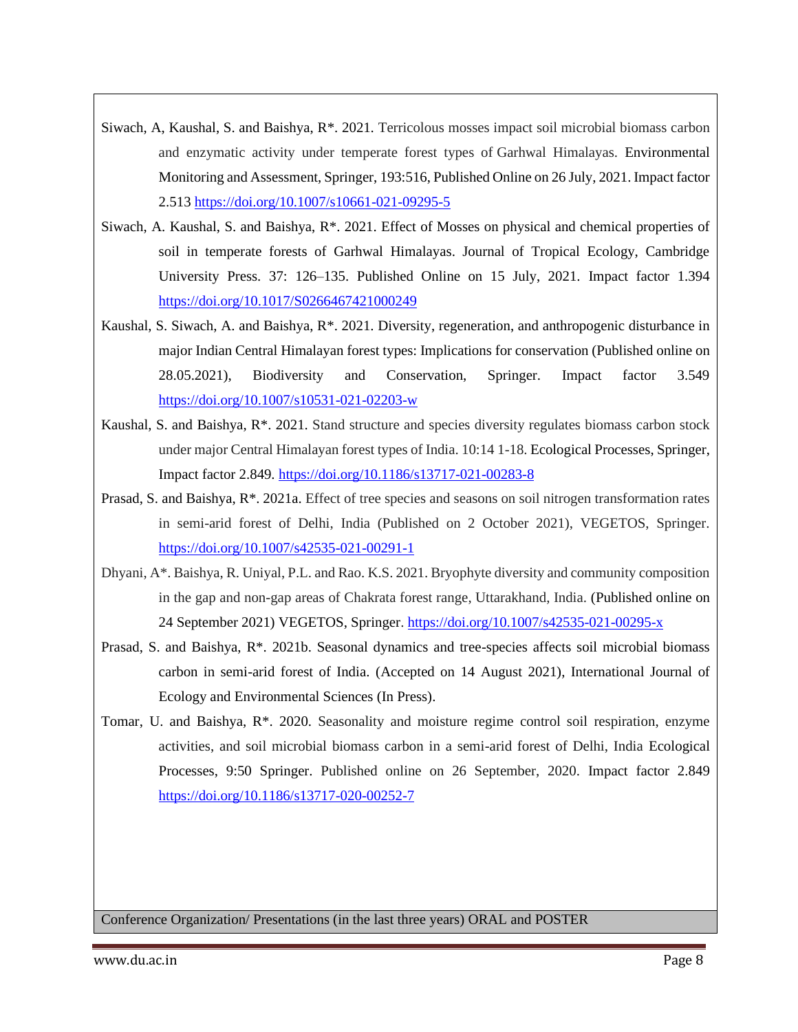Siwach, A, Kaushal, S. and Baishya, R*. 2021. Terricolous mosses impact soil microbial biomass carbon and enzymatic activity under temperate forest types of Garhwal Himalayas. Environmental Monitoring and Assessment, Springer, 193:516, Published Online on 26 July, 2021. Impact factor 2.513 https://doi.org/10.1007/s10661-021-09295-5

Siwach, A. Kaushal, S. and Baishya, R*. 2021. Effect of Mosses on physical and chemical properties of soil in temperate forests of Garhwal Himalayas. Journal of Tropical Ecology, Cambridge University Press. 37: 126–135. Published Online on 15 July, 2021. Impact factor 1.394 https://doi.org/10.1017/S0266467421000249

Kaushal, S. Siwach, A. and Baishya, R*. 2021. Diversity, regeneration, and anthropogenic disturbance in major Indian Central Himalayan forest types: Implications for conservation (Published online on 28.05.2021), Biodiversity and Conservation, Springer. Impact factor 3.549 https://doi.org/10.1007/s10531-021-02203-w

Kaushal, S. and Baishya, R*. 2021. Stand structure and species diversity regulates biomass carbon stock under major Central Himalayan forest types of India. 10:14 1-18. Ecological Processes, Springer, Impact factor 2.849. https://doi.org/10.1186/s13717-021-00283-8

Prasad, S. and Baishya, R*. 2021a. Effect of tree species and seasons on soil nitrogen transformation rates in semi-arid forest of Delhi, India (Published on 2 October 2021), VEGETOS, Springer. https://doi.org/10.1007/s42535-021-00291-1

Dhyani, A*. Baishya, R. Uniyal, P.L. and Rao. K.S. 2021. Bryophyte diversity and community composition in the gap and non-gap areas of Chakrata forest range, Uttarakhand, India. (Published online on 24 September 2021) VEGETOS, Springer. https://doi.org/10.1007/s42535-021-00295-x

Prasad, S. and Baishya, R*. 2021b. Seasonal dynamics and tree-species affects soil microbial biomass carbon in semi-arid forest of India. (Accepted on 14 August 2021), International Journal of Ecology and Environmental Sciences (In Press).

Tomar, U. and Baishya, R*. 2020. Seasonality and moisture regime control soil respiration, enzyme activities, and soil microbial biomass carbon in a semi-arid forest of Delhi, India Ecological Processes, 9:50 Springer. Published online on 26 September, 2020. Impact factor 2.849 https://doi.org/10.1186/s13717-020-00252-7

## Conference Organization/ Presentations (in the last three years) ORAL and POSTER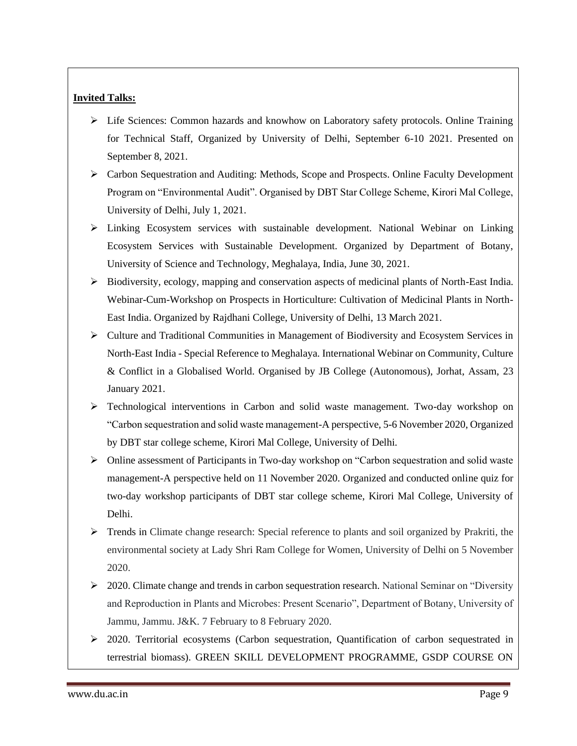**Invited Talks:**

- Life Sciences: Common hazards and knowhow on Laboratory safety protocols. Online Training for Technical Staff, Organized by University of Delhi, September 6-10 2021. Presented on September 8, 2021.
- Carbon Sequestration and Auditing: Methods, Scope and Prospects. Online Faculty Development Program on "Environmental Audit". Organised by DBT Star College Scheme, Kirori Mal College, University of Delhi, July 1, 2021.
- Linking Ecosystem services with sustainable development. National Webinar on Linking Ecosystem Services with Sustainable Development. Organized by Department of Botany, University of Science and Technology, Meghalaya, India, June 30, 2021.
- Biodiversity, ecology, mapping and conservation aspects of medicinal plants of North-East India. Webinar-Cum-Workshop on Prospects in Horticulture: Cultivation of Medicinal Plants in North-East India. Organized by Rajdhani College, University of Delhi, 13 March 2021.
- Culture and Traditional Communities in Management of Biodiversity and Ecosystem Services in North-East India - Special Reference to Meghalaya. International Webinar on Community, Culture & Conflict in a Globalised World. Organised by JB College (Autonomous), Jorhat, Assam, 23 January 2021.
- Technological interventions in Carbon and solid waste management. Two-day workshop on "Carbon sequestration and solid waste management-A perspective, 5-6 November 2020, Organized by DBT star college scheme, Kirori Mal College, University of Delhi.
- Online assessment of Participants in Two-day workshop on "Carbon sequestration and solid waste management-A perspective held on 11 November 2020. Organized and conducted online quiz for two-day workshop participants of DBT star college scheme, Kirori Mal College, University of Delhi.
- Trends in Climate change research: Special reference to plants and soil organized by Prakriti, the environmental society at Lady Shri Ram College for Women, University of Delhi on 5 November 2020.
- 2020. Climate change and trends in carbon sequestration research. National Seminar on "Diversity and Reproduction in Plants and Microbes: Present Scenario", Department of Botany, University of Jammu, Jammu. J&K. 7 February to 8 February 2020.
- 2020. Territorial ecosystems (Carbon sequestration, Quantification of carbon sequestrated in terrestrial biomass). GREEN SKILL DEVELOPMENT PROGRAMME, GSDP COURSE ON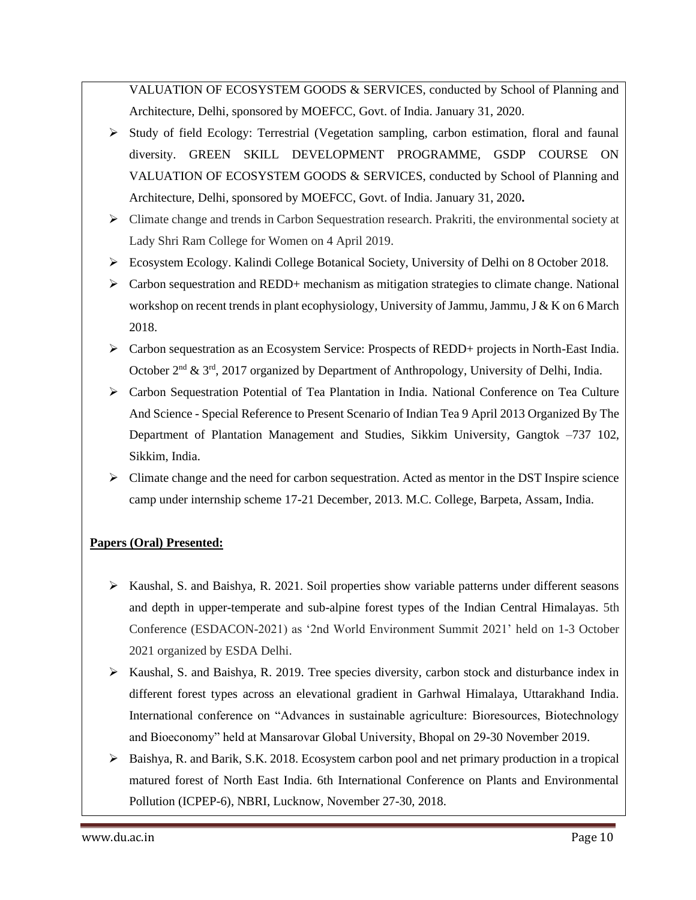VALUATION OF ECOSYSTEM GOODS & SERVICES, conducted by School of Planning and Architecture, Delhi, sponsored by MOEFCC, Govt. of India. January 31, 2020.

- Study of field Ecology: Terrestrial (Vegetation sampling, carbon estimation, floral and faunal diversity. GREEN SKILL DEVELOPMENT PROGRAMME, GSDP COURSE ON VALUATION OF ECOSYSTEM GOODS & SERVICES, conducted by School of Planning and Architecture, Delhi, sponsored by MOEFCC, Govt. of India. January 31, 2020**.**
- Climate change and trends in Carbon Sequestration research. Prakriti, the environmental society at Lady Shri Ram College for Women on 4 April 2019.
- Ecosystem Ecology. Kalindi College Botanical Society, University of Delhi on 8 October 2018.
- Carbon sequestration and REDD+ mechanism as mitigation strategies to climate change. National workshop on recent trends in plant ecophysiology, University of Jammu, Jammu, J & K on 6 March 2018.
- Carbon sequestration as an Ecosystem Service: Prospects of REDD+ projects in North-East India. October 2nd & 3rd, 2017 organized by Department of Anthropology, University of Delhi, India.
- Carbon Sequestration Potential of Tea Plantation in India. National Conference on Tea Culture And Science - Special Reference to Present Scenario of Indian Tea 9 April 2013 Organized By The Department of Plantation Management and Studies, Sikkim University, Gangtok –737 102, Sikkim, India.
- Climate change and the need for carbon sequestration. Acted as mentor in the DST Inspire science camp under internship scheme 17-21 December, 2013. M.C. College, Barpeta, Assam, India.

**Papers (Oral) Presented:**

- Kaushal, S. and Baishya, R. 2021. Soil properties show variable patterns under different seasons and depth in upper-temperate and sub-alpine forest types of the Indian Central Himalayas. 5th Conference (ESDACON-2021) as '2nd World Environment Summit 2021' held on 1-3 October 2021 organized by ESDA Delhi.
- Kaushal, S. and Baishya, R. 2019. Tree species diversity, carbon stock and disturbance index in different forest types across an elevational gradient in Garhwal Himalaya, Uttarakhand India. International conference on "Advances in sustainable agriculture: Bioresources, Biotechnology and Bioeconomy" held at Mansarovar Global University, Bhopal on 29-30 November 2019.
- Baishya, R. and Barik, S.K. 2018. Ecosystem carbon pool and net primary production in a tropical matured forest of North East India. 6th International Conference on Plants and Environmental Pollution (ICPEP-6), NBRI, Lucknow, November 27-30, 2018.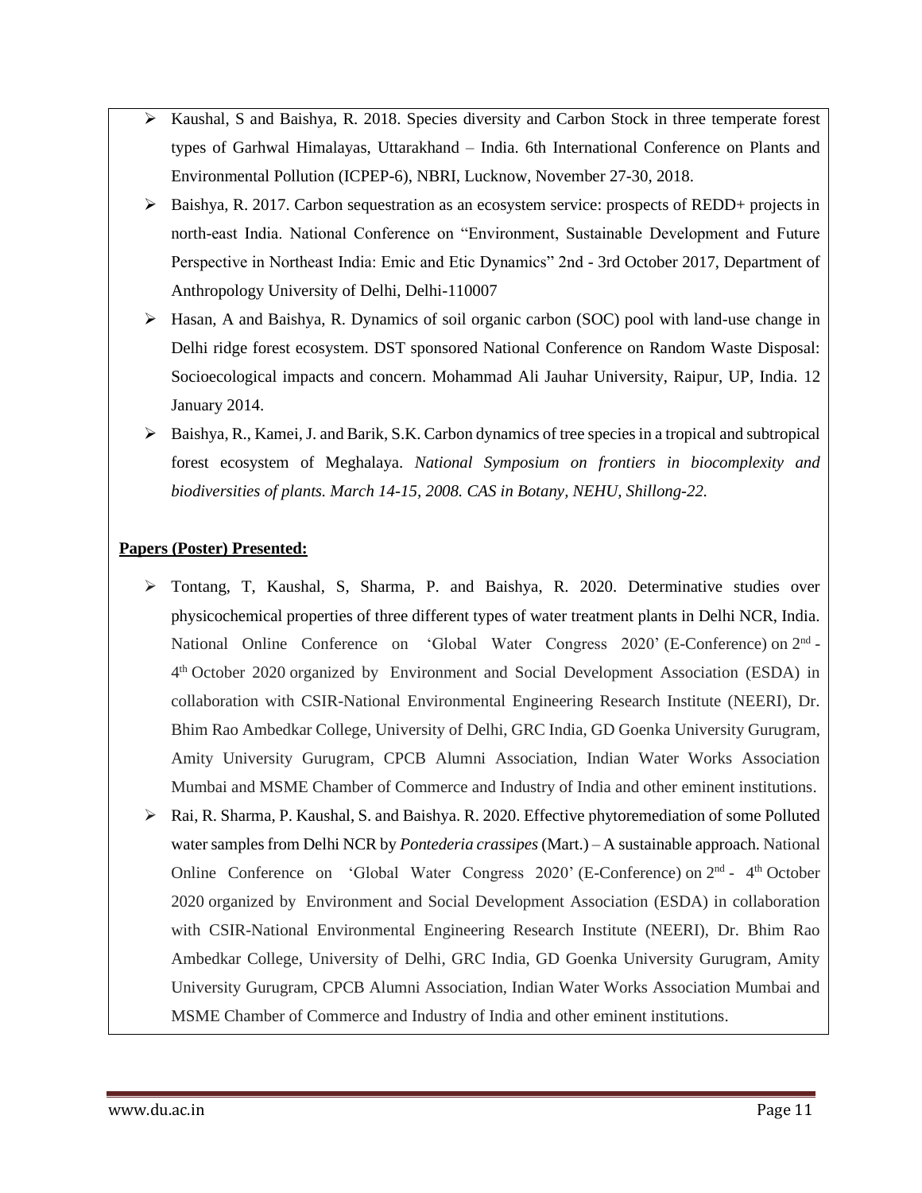- Kaushal, S and Baishya, R. 2018. Species diversity and Carbon Stock in three temperate forest types of Garhwal Himalayas, Uttarakhand – India. 6th International Conference on Plants and Environmental Pollution (ICPEP-6), NBRI, Lucknow, November 27-30, 2018.
- Baishya, R. 2017. Carbon sequestration as an ecosystem service: prospects of REDD+ projects in north-east India. National Conference on "Environment, Sustainable Development and Future Perspective in Northeast India: Emic and Etic Dynamics" 2nd - 3rd October 2017, Department of Anthropology University of Delhi, Delhi-110007
- Hasan, A and Baishya, R. Dynamics of soil organic carbon (SOC) pool with land-use change in Delhi ridge forest ecosystem. DST sponsored National Conference on Random Waste Disposal: Socioecological impacts and concern. Mohammad Ali Jauhar University, Raipur, UP, India. 12 January 2014.
- Baishya, R., Kamei, J. and Barik, S.K. Carbon dynamics of tree species in a tropical and subtropical forest ecosystem of Meghalaya. *National Symposium on frontiers in biocomplexity and biodiversities of plants. March 14-15, 2008. CAS in Botany, NEHU, Shillong-22.*

**Papers (Poster) Presented:**

- Tontang, T, Kaushal, S, Sharma, P. and Baishya, R. 2020. Determinative studies over physicochemical properties of three different types of water treatment plants in Delhi NCR, India. National Online Conference on 'Global Water Congress 2020' (E-Conference) on 2nd - 4th October 2020 organized by Environment and Social Development Association (ESDA) in collaboration with CSIR-National Environmental Engineering Research Institute (NEERI), Dr. Bhim Rao Ambedkar College, University of Delhi, GRC India, GD Goenka University Gurugram, Amity University Gurugram, CPCB Alumni Association, Indian Water Works Association Mumbai and MSME Chamber of Commerce and Industry of India and other eminent institutions.
- Rai, R. Sharma, P. Kaushal, S. and Baishya. R. 2020. Effective phytoremediation of some Polluted water samples from Delhi NCR by *Pontederia crassipes* (Mart.) – A sustainable approach. National Online Conference on 'Global Water Congress 2020' (E-Conference) on 2nd - 4th October 2020 organized by Environment and Social Development Association (ESDA) in collaboration with CSIR-National Environmental Engineering Research Institute (NEERI), Dr. Bhim Rao Ambedkar College, University of Delhi, GRC India, GD Goenka University Gurugram, Amity University Gurugram, CPCB Alumni Association, Indian Water Works Association Mumbai and MSME Chamber of Commerce and Industry of India and other eminent institutions.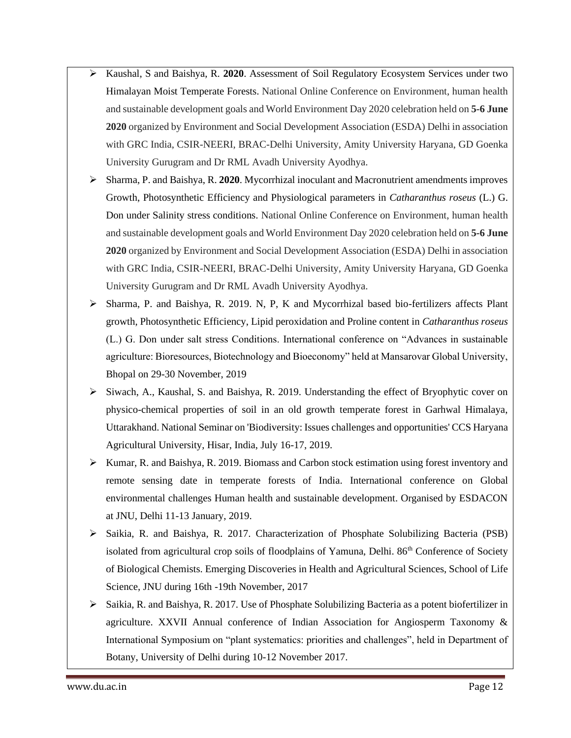- Kaushal, S and Baishya, R. **2020**. Assessment of Soil Regulatory Ecosystem Services under two Himalayan Moist Temperate Forests. National Online Conference on Environment, human health and sustainable development goals and World Environment Day 2020 celebration held on **5-6 June 2020** organized by Environment and Social Development Association (ESDA) Delhi in association with GRC India, CSIR-NEERI, BRAC-Delhi University, Amity University Haryana, GD Goenka University Gurugram and Dr RML Avadh University Ayodhya.
- Sharma, P. and Baishya, R. **2020**. Mycorrhizal inoculant and Macronutrient amendments improves Growth, Photosynthetic Efficiency and Physiological parameters in *Catharanthus roseus* (L.) G. Don under Salinity stress conditions. National Online Conference on Environment, human health and sustainable development goals and World Environment Day 2020 celebration held on **5-6 June 2020** organized by Environment and Social Development Association (ESDA) Delhi in association with GRC India, CSIR-NEERI, BRAC-Delhi University, Amity University Haryana, GD Goenka University Gurugram and Dr RML Avadh University Ayodhya.
- Sharma, P. and Baishya, R. 2019. N, P, K and Mycorrhizal based bio-fertilizers affects Plant growth, Photosynthetic Efficiency, Lipid peroxidation and Proline content in *Catharanthus roseus* (L.) G. Don under salt stress Conditions. International conference on "Advances in sustainable agriculture: Bioresources, Biotechnology and Bioeconomy" held at Mansarovar Global University, Bhopal on 29-30 November, 2019
- Siwach, A., Kaushal, S. and Baishya, R. 2019. Understanding the effect of Bryophytic cover on physico-chemical properties of soil in an old growth temperate forest in Garhwal Himalaya, Uttarakhand. National Seminar on 'Biodiversity: Issues challenges and opportunities' CCS Haryana Agricultural University, Hisar, India, July 16-17, 2019.
- Kumar, R. and Baishya, R. 2019. Biomass and Carbon stock estimation using forest inventory and remote sensing date in temperate forests of India. International conference on Global environmental challenges Human health and sustainable development. Organised by ESDACON at JNU, Delhi 11-13 January, 2019.
- Saikia, R. and Baishya, R. 2017. Characterization of Phosphate Solubilizing Bacteria (PSB) isolated from agricultural crop soils of floodplains of Yamuna, Delhi. 86th Conference of Society of Biological Chemists. Emerging Discoveries in Health and Agricultural Sciences, School of Life Science, JNU during 16th -19th November, 2017
- Saikia, R. and Baishya, R. 2017. Use of Phosphate Solubilizing Bacteria as a potent biofertilizer in agriculture. XXVII Annual conference of Indian Association for Angiosperm Taxonomy & International Symposium on "plant systematics: priorities and challenges", held in Department of Botany, University of Delhi during 10-12 November 2017.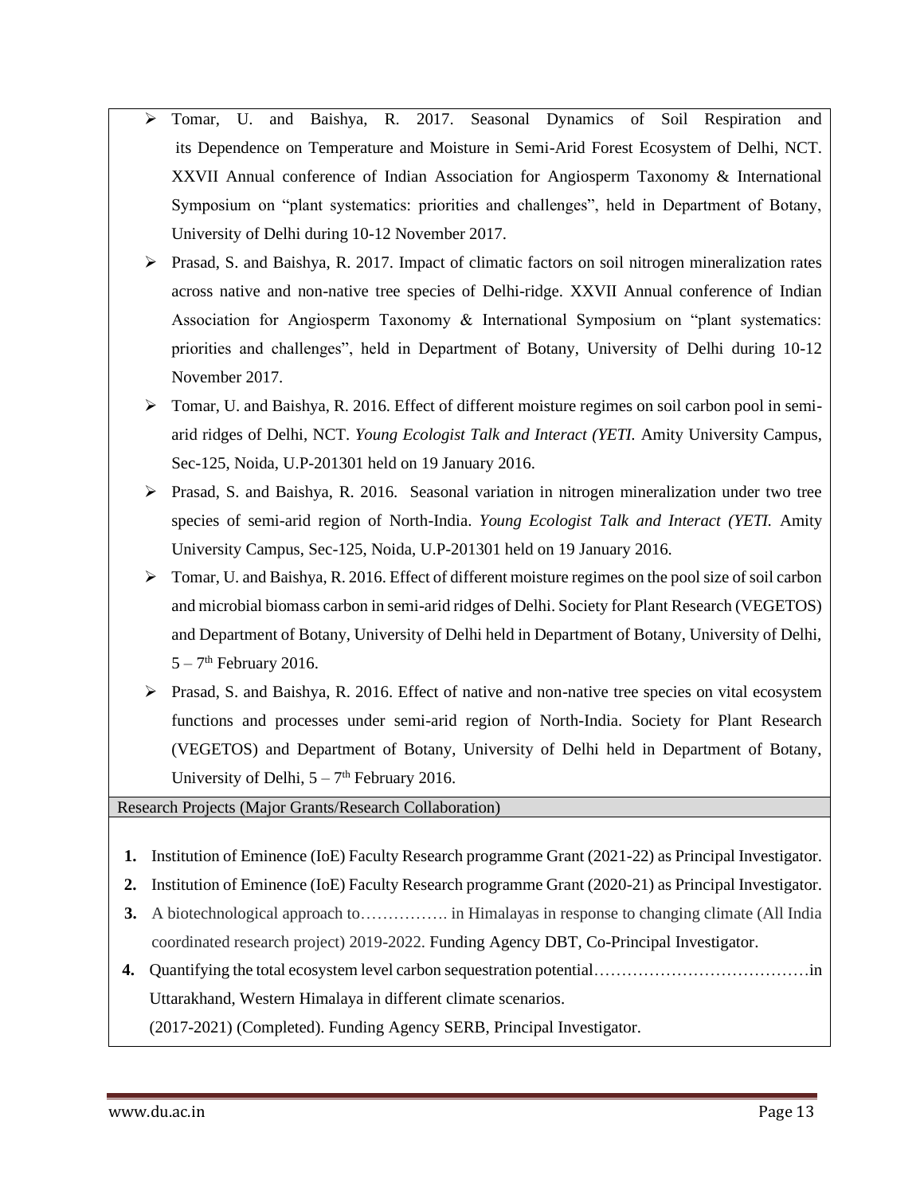- Tomar, U. and Baishya, R. 2017. Seasonal Dynamics of Soil Respiration and its Dependence on Temperature and Moisture in Semi-Arid Forest Ecosystem of Delhi, NCT. XXVII Annual conference of Indian Association for Angiosperm Taxonomy & International Symposium on "plant systematics: priorities and challenges", held in Department of Botany, University of Delhi during 10-12 November 2017.
- Prasad, S. and Baishya, R. 2017. Impact of climatic factors on soil nitrogen mineralization rates across native and non-native tree species of Delhi-ridge. XXVII Annual conference of Indian Association for Angiosperm Taxonomy & International Symposium on "plant systematics: priorities and challenges", held in Department of Botany, University of Delhi during 10-12 November 2017.
- Tomar, U. and Baishya, R. 2016. Effect of different moisture regimes on soil carbon pool in semi-arid ridges of Delhi, NCT. *Young Ecologist Talk and Interact (YETI.* Amity University Campus, Sec-125, Noida, U.P-201301 held on 19 January 2016.
- Prasad, S. and Baishya, R. 2016. Seasonal variation in nitrogen mineralization under two tree species of semi-arid region of North-India. *Young Ecologist Talk and Interact (YETI.* Amity University Campus, Sec-125, Noida, U.P-201301 held on 19 January 2016.
- Tomar, U. and Baishya, R. 2016. Effect of different moisture regimes on the pool size of soil carbon and microbial biomass carbon in semi-arid ridges of Delhi. Society for Plant Research (VEGETOS) and Department of Botany, University of Delhi held in Department of Botany, University of Delhi, 5 – 7th February 2016.
- Prasad, S. and Baishya, R. 2016. Effect of native and non-native tree species on vital ecosystem functions and processes under semi-arid region of North-India. Society for Plant Research (VEGETOS) and Department of Botany, University of Delhi held in Department of Botany, University of Delhi, 5 – 7th February 2016.

## Research Projects (Major Grants/Research Collaboration)

1. Institution of Eminence (IoE) Faculty Research programme Grant (2021-22) as Principal Investigator.
2. Institution of Eminence (IoE) Faculty Research programme Grant (2020-21) as Principal Investigator.
3. A biotechnological approach to……………. in Himalayas in response to changing climate (All India coordinated research project) 2019-2022. Funding Agency DBT, Co-Principal Investigator.
4. Quantifying the total ecosystem level carbon sequestration potential…………………………………in Uttarakhand, Western Himalaya in different climate scenarios. (2017-2021) (Completed). Funding Agency SERB, Principal Investigator.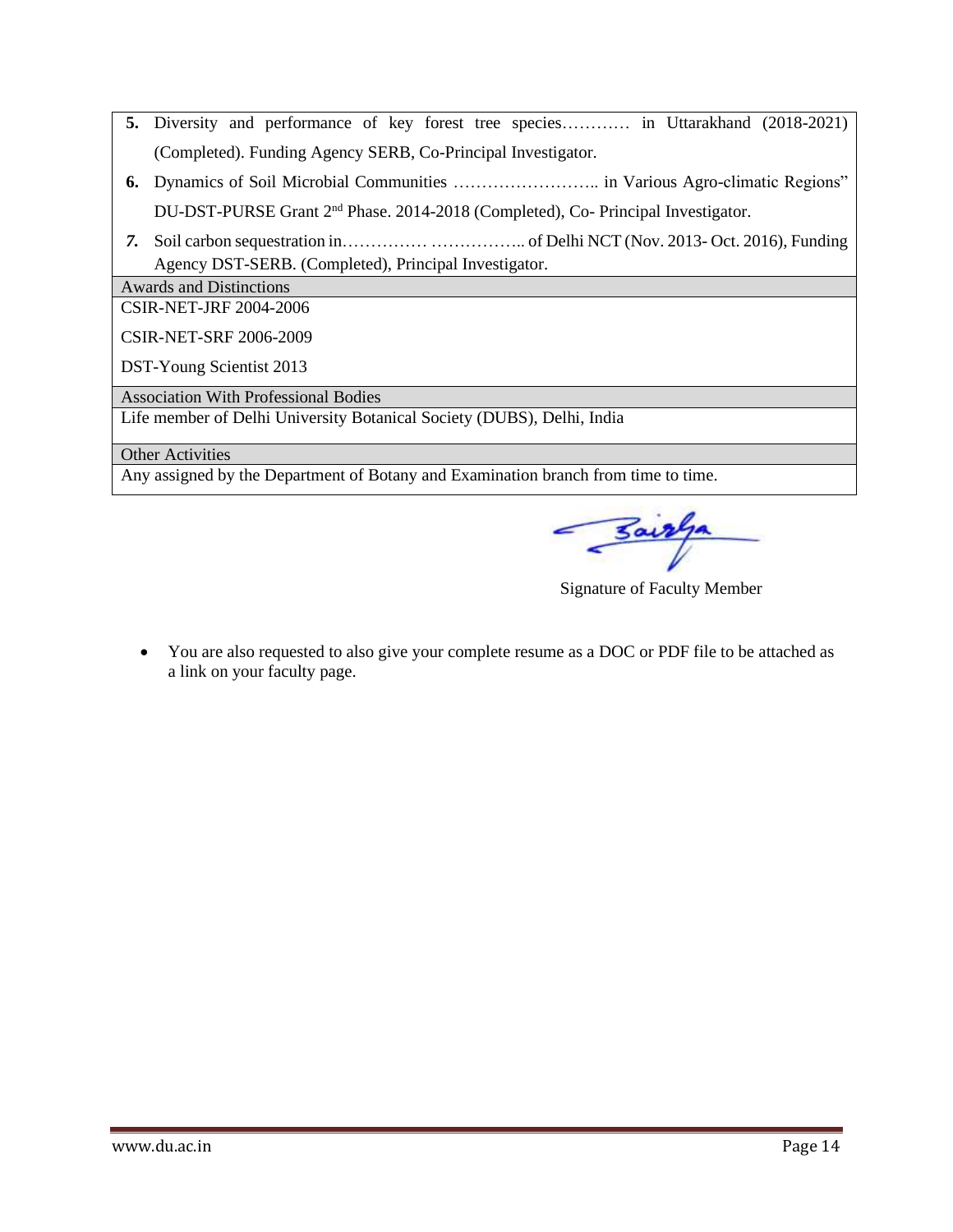5. Diversity and performance of key forest tree species………… in Uttarakhand (2018-2021) (Completed). Funding Agency SERB, Co-Principal Investigator.
6. Dynamics of Soil Microbial Communities …………………….. in Various Agro-climatic Regions" DU-DST-PURSE Grant 2nd Phase. 2014-2018 (Completed), Co- Principal Investigator.
7. Soil carbon sequestration in…………… …………….. of Delhi NCT (Nov. 2013- Oct. 2016), Funding Agency DST-SERB. (Completed), Principal Investigator.

## Awards and Distinctions

CSIR-NET-JRF 2004-2006

CSIR-NET-SRF 2006-2009

DST-Young Scientist 2013

## Association With Professional Bodies

Life member of Delhi University Botanical Society (DUBS), Delhi, India

## Other Activities

Any assigned by the Department of Botany and Examination branch from time to time.

Signature of Faculty Member

- You are also requested to also give your complete resume as a DOC or PDF file to be attached as a link on your faculty page.